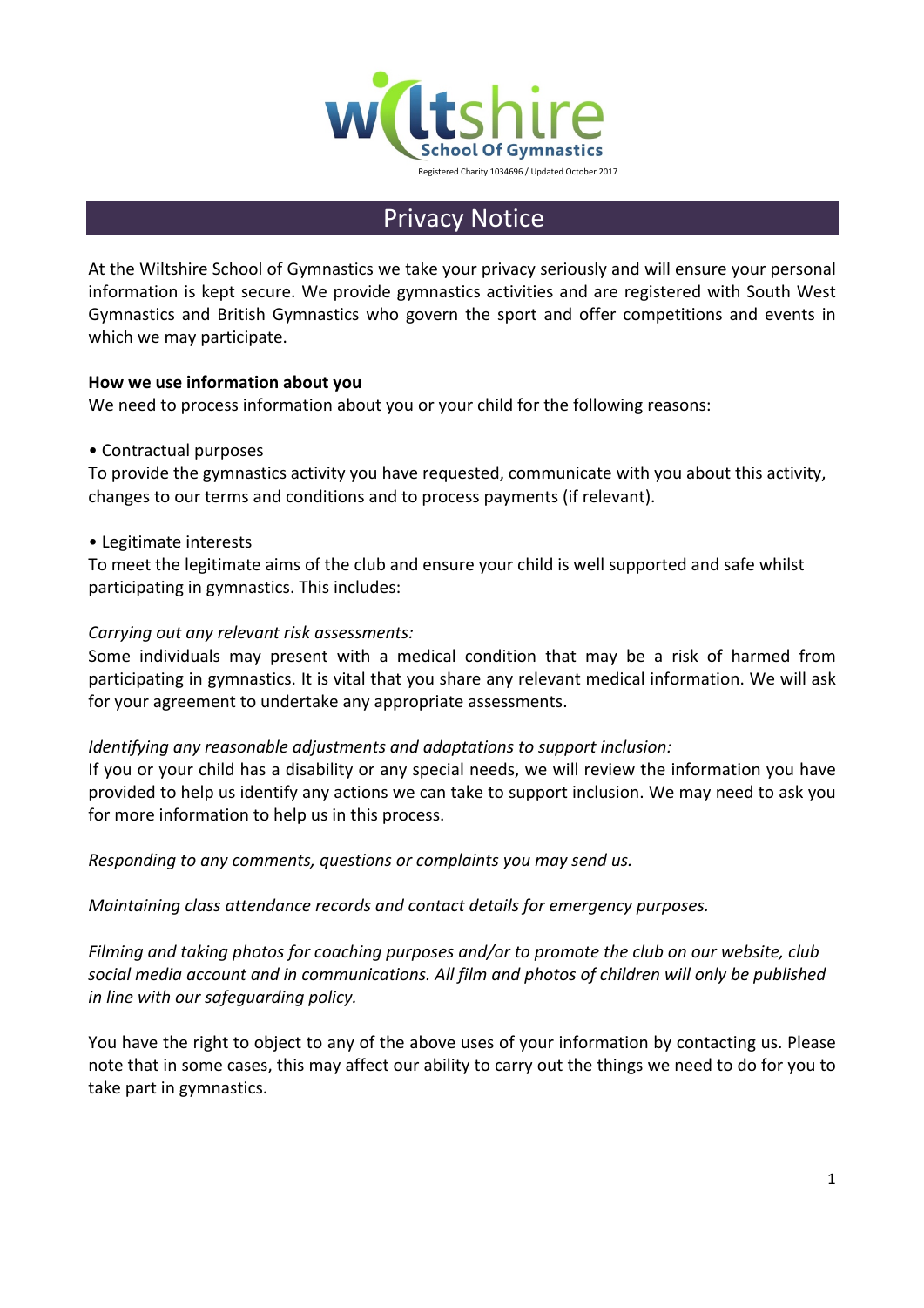Wiltshire School Of Gymnastics

Registered Charity 1034696 / Updated October 2017

# Privacy Notice

At the Wiltshire School of Gymnastics we take your privacy seriously and will ensure your personal information is kept secure. We provide gymnastics activities and are registered with South West Gymnastics and British Gymnastics who govern the sport and offer competitions and events in which we may participate.

**How we use information about you**

We need to process information about you or your child for the following reasons:

- Contractual purposes

To provide the gymnastics activity you have requested, communicate with you about this activity, changes to our terms and conditions and to process payments (if relevant).

- Legitimate interests

To meet the legitimate aims of the club and ensure your child is well supported and safe whilst participating in gymnastics. This includes:

*Carrying out any relevant risk assessments:*

Some individuals may present with a medical condition that may be a risk of harmed from participating in gymnastics. It is vital that you share any relevant medical information. We will ask for your agreement to undertake any appropriate assessments.

*Identifying any reasonable adjustments and adaptations to support inclusion:*

If you or your child has a disability or any special needs, we will review the information you have provided to help us identify any actions we can take to support inclusion. We may need to ask you for more information to help us in this process.

*Responding to any comments, questions or complaints you may send us.*

*Maintaining class attendance records and contact details for emergency purposes.*

*Filming and taking photos for coaching purposes and/or to promote the club on our website, club social media account and in communications. All film and photos of children will only be published in line with our safeguarding policy.*

You have the right to object to any of the above uses of your information by contacting us. Please note that in some cases, this may affect our ability to carry out the things we need to do for you to take part in gymnastics.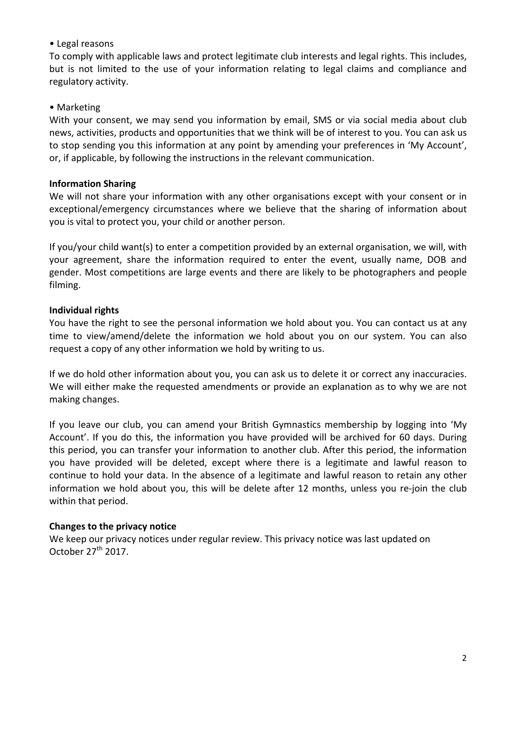• Legal reasons

To comply with applicable laws and protect legitimate club interests and legal rights. This includes, but is not limited to the use of your information relating to legal claims and compliance and regulatory activity.

• Marketing

With your consent, we may send you information by email, SMS or via social media about club news, activities, products and opportunities that we think will be of interest to you. You can ask us to stop sending you this information at any point by amending your preferences in 'My Account', or, if applicable, by following the instructions in the relevant communication.

**Information Sharing**

We will not share your information with any other organisations except with your consent or in exceptional/emergency circumstances where we believe that the sharing of information about you is vital to protect you, your child or another person.

If you/your child want(s) to enter a competition provided by an external organisation, we will, with your agreement, share the information required to enter the event, usually name, DOB and gender. Most competitions are large events and there are likely to be photographers and people filming.

**Individual rights**

You have the right to see the personal information we hold about you. You can contact us at any time to view/amend/delete the information we hold about you on our system. You can also request a copy of any other information we hold by writing to us.

If we do hold other information about you, you can ask us to delete it or correct any inaccuracies. We will either make the requested amendments or provide an explanation as to why we are not making changes.

If you leave our club, you can amend your British Gymnastics membership by logging into 'My Account'. If you do this, the information you have provided will be archived for 60 days. During this period, you can transfer your information to another club. After this period, the information you have provided will be deleted, except where there is a legitimate and lawful reason to continue to hold your data. In the absence of a legitimate and lawful reason to retain any other information we hold about you, this will be delete after 12 months, unless you re-join the club within that period.

**Changes to the privacy notice**

We keep our privacy notices under regular review. This privacy notice was last updated on October 27th 2017.